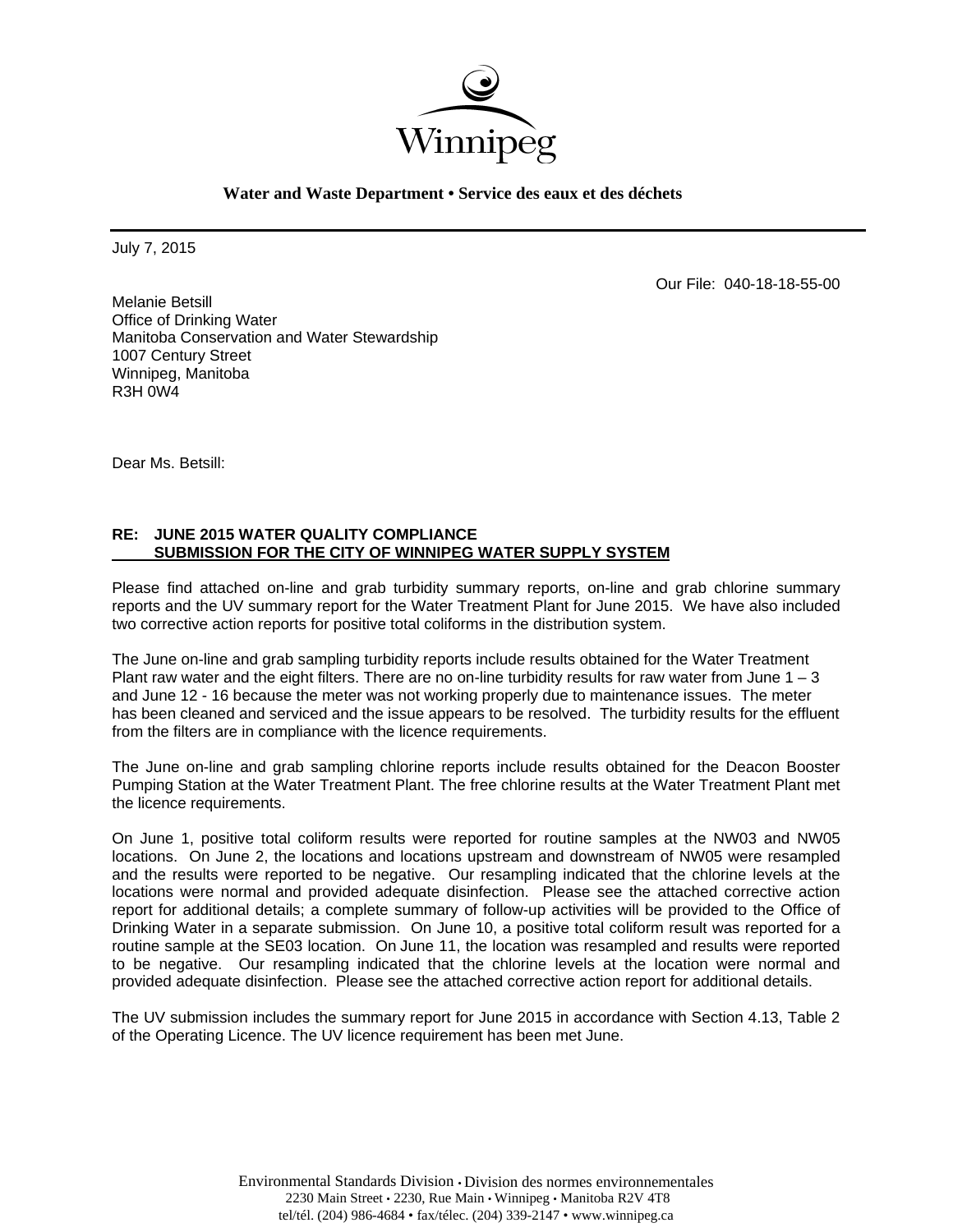Winnipeg

**Water and Waste Department • Service des eaux et des déchets**

July 7, 2015

Our File: 040-18-18-55-00

Melanie Betsill
Office of Drinking Water
Manitoba Conservation and Water Stewardship
1007 Century Street
Winnipeg, Manitoba
R3H 0W4

Dear Ms. Betsill:

**RE: JUNE 2015 WATER QUALITY COMPLIANCE SUBMISSION FOR THE CITY OF WINNIPEG WATER SUPPLY SYSTEM**

Please find attached on-line and grab turbidity summary reports, on-line and grab chlorine summary reports and the UV summary report for the Water Treatment Plant for June 2015. We have also included two corrective action reports for positive total coliforms in the distribution system.

The June on-line and grab sampling turbidity reports include results obtained for the Water Treatment Plant raw water and the eight filters. There are no on-line turbidity results for raw water from June 1 – 3 and June 12 - 16 because the meter was not working properly due to maintenance issues. The meter has been cleaned and serviced and the issue appears to be resolved. The turbidity results for the effluent from the filters are in compliance with the licence requirements.

The June on-line and grab sampling chlorine reports include results obtained for the Deacon Booster Pumping Station at the Water Treatment Plant. The free chlorine results at the Water Treatment Plant met the licence requirements.

On June 1, positive total coliform results were reported for routine samples at the NW03 and NW05 locations. On June 2, the locations and locations upstream and downstream of NW05 were resampled and the results were reported to be negative. Our resampling indicated that the chlorine levels at the locations were normal and provided adequate disinfection. Please see the attached corrective action report for additional details; a complete summary of follow-up activities will be provided to the Office of Drinking Water in a separate submission. On June 10, a positive total coliform result was reported for a routine sample at the SE03 location. On June 11, the location was resampled and results were reported to be negative. Our resampling indicated that the chlorine levels at the location were normal and provided adequate disinfection. Please see the attached corrective action report for additional details.

The UV submission includes the summary report for June 2015 in accordance with Section 4.13, Table 2 of the Operating Licence. The UV licence requirement has been met June.

Environmental Standards Division • Division des normes environnementales
2230 Main Street • 2230, Rue Main • Winnipeg • Manitoba R2V 4T8
tel/tél. (204) 986-4684 • fax/télec. (204) 339-2147 • www.winnipeg.ca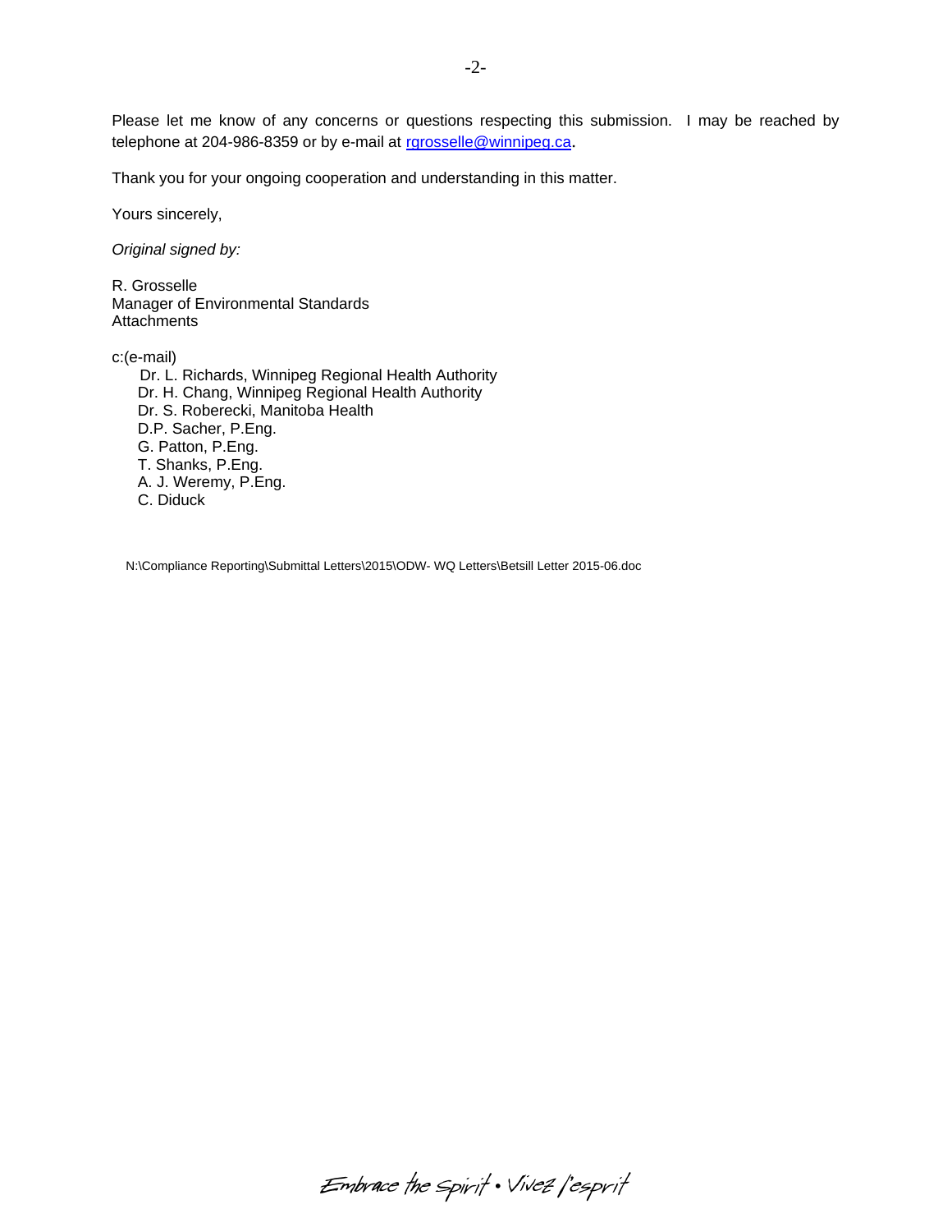Please let me know of any concerns or questions respecting this submission. I may be reached by telephone at 204-986-8359 or by e-mail at rgrosselle@winnipeg.ca.

Thank you for your ongoing cooperation and understanding in this matter.

Yours sincerely,

*Original signed by:*

R. Grosselle  
Manager of Environmental Standards  
Attachments

c:(e-mail)  
Dr. L. Richards, Winnipeg Regional Health Authority  
Dr. H. Chang, Winnipeg Regional Health Authority  
Dr. S. Roberecki, Manitoba Health  
D.P. Sacher, P.Eng.  
G. Patton, P.Eng.  
T. Shanks, P.Eng.  
A. J. Weremy, P.Eng.  
C. Diduck

N:\Compliance Reporting\Submittal Letters\2015\ODW- WQ Letters\Betsill Letter 2015-06.doc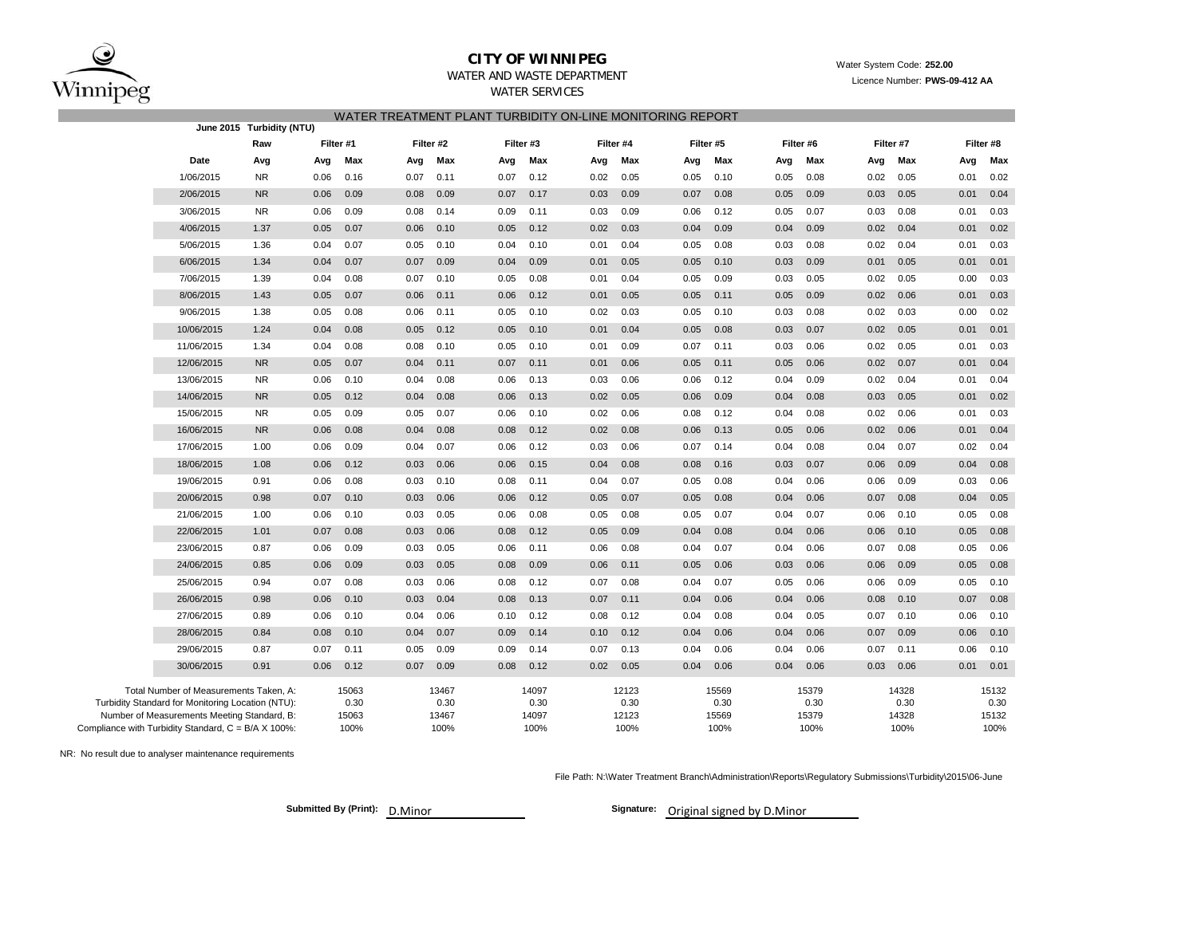**CITY OF WINNIPEG**

WATER AND WASTE DEPARTMENT

WATER SERVICES

Water System Code: **252.00**

Licence Number: **PWS-09-412 AA**

## WATER TREATMENT PLANT TURBIDITY ON-LINE MONITORING REPORT

| June 2015 | Turbidity (NTU) | | | | | | | | | | | | | | | | |
|---|---|---|---|---|---|---|---|---|---|---|---|---|---|---|---|---|---|
| | Raw | Filter #1 | | Filter #2 | | Filter #3 | | Filter #4 | | Filter #5 | | Filter #6 | | Filter #7 | | Filter #8 | |
| Date | Avg | Avg | Max | Avg | Max | Avg | Max | Avg | Max | Avg | Max | Avg | Max | Avg | Max | Avg | Max |
| 1/06/2015 | NR | 0.06 | 0.16 | 0.07 | 0.11 | 0.07 | 0.12 | 0.02 | 0.05 | 0.05 | 0.10 | 0.05 | 0.08 | 0.02 | 0.05 | 0.01 | 0.02 |
| 2/06/2015 | NR | 0.06 | 0.09 | 0.08 | 0.09 | 0.07 | 0.17 | 0.03 | 0.09 | 0.07 | 0.08 | 0.05 | 0.09 | 0.03 | 0.05 | 0.01 | 0.04 |
| 3/06/2015 | NR | 0.06 | 0.09 | 0.08 | 0.14 | 0.09 | 0.11 | 0.03 | 0.09 | 0.06 | 0.12 | 0.05 | 0.07 | 0.03 | 0.08 | 0.01 | 0.03 |
| 4/06/2015 | 1.37 | 0.05 | 0.07 | 0.06 | 0.10 | 0.05 | 0.12 | 0.02 | 0.03 | 0.04 | 0.09 | 0.04 | 0.09 | 0.02 | 0.04 | 0.01 | 0.02 |
| 5/06/2015 | 1.36 | 0.04 | 0.07 | 0.05 | 0.10 | 0.04 | 0.10 | 0.01 | 0.04 | 0.05 | 0.08 | 0.03 | 0.08 | 0.02 | 0.04 | 0.01 | 0.03 |
| 6/06/2015 | 1.34 | 0.04 | 0.07 | 0.07 | 0.09 | 0.04 | 0.09 | 0.01 | 0.05 | 0.05 | 0.10 | 0.03 | 0.09 | 0.01 | 0.05 | 0.01 | 0.01 |
| 7/06/2015 | 1.39 | 0.04 | 0.08 | 0.07 | 0.10 | 0.05 | 0.08 | 0.01 | 0.04 | 0.05 | 0.09 | 0.03 | 0.05 | 0.02 | 0.05 | 0.00 | 0.03 |
| 8/06/2015 | 1.43 | 0.05 | 0.07 | 0.06 | 0.11 | 0.06 | 0.12 | 0.01 | 0.05 | 0.05 | 0.11 | 0.05 | 0.09 | 0.02 | 0.06 | 0.01 | 0.03 |
| 9/06/2015 | 1.38 | 0.05 | 0.08 | 0.06 | 0.11 | 0.05 | 0.10 | 0.02 | 0.03 | 0.05 | 0.10 | 0.03 | 0.08 | 0.02 | 0.03 | 0.00 | 0.02 |
| 10/06/2015 | 1.24 | 0.04 | 0.08 | 0.05 | 0.12 | 0.05 | 0.10 | 0.01 | 0.04 | 0.05 | 0.08 | 0.03 | 0.07 | 0.02 | 0.05 | 0.01 | 0.01 |
| 11/06/2015 | 1.34 | 0.04 | 0.08 | 0.08 | 0.10 | 0.05 | 0.10 | 0.01 | 0.09 | 0.07 | 0.11 | 0.03 | 0.06 | 0.02 | 0.05 | 0.01 | 0.03 |
| 12/06/2015 | NR | 0.05 | 0.07 | 0.04 | 0.11 | 0.07 | 0.11 | 0.01 | 0.06 | 0.05 | 0.11 | 0.05 | 0.06 | 0.02 | 0.07 | 0.01 | 0.04 |
| 13/06/2015 | NR | 0.06 | 0.10 | 0.04 | 0.08 | 0.06 | 0.13 | 0.03 | 0.06 | 0.06 | 0.12 | 0.04 | 0.09 | 0.02 | 0.04 | 0.01 | 0.04 |
| 14/06/2015 | NR | 0.05 | 0.12 | 0.04 | 0.08 | 0.06 | 0.13 | 0.02 | 0.05 | 0.06 | 0.09 | 0.04 | 0.08 | 0.03 | 0.05 | 0.01 | 0.02 |
| 15/06/2015 | NR | 0.05 | 0.09 | 0.05 | 0.07 | 0.06 | 0.10 | 0.02 | 0.06 | 0.08 | 0.12 | 0.04 | 0.08 | 0.02 | 0.06 | 0.01 | 0.03 |
| 16/06/2015 | NR | 0.06 | 0.08 | 0.04 | 0.08 | 0.08 | 0.12 | 0.02 | 0.08 | 0.06 | 0.13 | 0.05 | 0.06 | 0.02 | 0.06 | 0.01 | 0.04 |
| 17/06/2015 | 1.00 | 0.06 | 0.09 | 0.04 | 0.07 | 0.06 | 0.12 | 0.03 | 0.06 | 0.07 | 0.14 | 0.04 | 0.08 | 0.04 | 0.07 | 0.02 | 0.04 |
| 18/06/2015 | 1.08 | 0.06 | 0.12 | 0.03 | 0.06 | 0.06 | 0.15 | 0.04 | 0.08 | 0.08 | 0.16 | 0.03 | 0.07 | 0.06 | 0.09 | 0.04 | 0.08 |
| 19/06/2015 | 0.91 | 0.06 | 0.08 | 0.03 | 0.10 | 0.08 | 0.11 | 0.04 | 0.07 | 0.05 | 0.08 | 0.04 | 0.06 | 0.06 | 0.09 | 0.03 | 0.06 |
| 20/06/2015 | 0.98 | 0.07 | 0.10 | 0.03 | 0.06 | 0.06 | 0.12 | 0.05 | 0.07 | 0.05 | 0.08 | 0.04 | 0.06 | 0.07 | 0.08 | 0.04 | 0.05 |
| 21/06/2015 | 1.00 | 0.06 | 0.10 | 0.03 | 0.05 | 0.06 | 0.08 | 0.05 | 0.08 | 0.05 | 0.07 | 0.04 | 0.07 | 0.06 | 0.10 | 0.05 | 0.08 |
| 22/06/2015 | 1.01 | 0.07 | 0.08 | 0.03 | 0.06 | 0.08 | 0.12 | 0.05 | 0.09 | 0.04 | 0.08 | 0.04 | 0.06 | 0.06 | 0.10 | 0.05 | 0.08 |
| 23/06/2015 | 0.87 | 0.06 | 0.09 | 0.03 | 0.05 | 0.06 | 0.11 | 0.06 | 0.08 | 0.04 | 0.07 | 0.04 | 0.06 | 0.07 | 0.08 | 0.05 | 0.06 |
| 24/06/2015 | 0.85 | 0.06 | 0.09 | 0.03 | 0.05 | 0.08 | 0.09 | 0.06 | 0.11 | 0.05 | 0.06 | 0.03 | 0.06 | 0.06 | 0.09 | 0.05 | 0.08 |
| 25/06/2015 | 0.94 | 0.07 | 0.08 | 0.03 | 0.06 | 0.08 | 0.12 | 0.07 | 0.08 | 0.04 | 0.07 | 0.05 | 0.06 | 0.06 | 0.09 | 0.05 | 0.10 |
| 26/06/2015 | 0.98 | 0.06 | 0.10 | 0.03 | 0.04 | 0.08 | 0.13 | 0.07 | 0.11 | 0.04 | 0.06 | 0.04 | 0.06 | 0.08 | 0.10 | 0.07 | 0.08 |
| 27/06/2015 | 0.89 | 0.06 | 0.10 | 0.04 | 0.06 | 0.10 | 0.12 | 0.08 | 0.12 | 0.04 | 0.08 | 0.04 | 0.05 | 0.07 | 0.10 | 0.06 | 0.10 |
| 28/06/2015 | 0.84 | 0.08 | 0.10 | 0.04 | 0.07 | 0.09 | 0.14 | 0.10 | 0.12 | 0.04 | 0.06 | 0.04 | 0.06 | 0.07 | 0.09 | 0.06 | 0.10 |
| 29/06/2015 | 0.87 | 0.07 | 0.11 | 0.05 | 0.09 | 0.09 | 0.14 | 0.07 | 0.13 | 0.04 | 0.06 | 0.04 | 0.06 | 0.07 | 0.11 | 0.06 | 0.10 |
| 30/06/2015 | 0.91 | 0.06 | 0.12 | 0.07 | 0.09 | 0.08 | 0.12 | 0.02 | 0.05 | 0.04 | 0.06 | 0.04 | 0.06 | 0.03 | 0.06 | 0.01 | 0.01 |
| Total Number of Measurements Taken, A: | | | 15063 | | 13467 | | 14097 | | 12123 | | 15569 | | 15379 | | 14328 | | 15132 |
| Turbidity Standard for Monitoring Location (NTU): | | | 0.30 | | 0.30 | | 0.30 | | 0.30 | | 0.30 | | 0.30 | | 0.30 | | 0.30 |
| Number of Measurements Meeting Standard, B: | | | 15063 | | 13467 | | 14097 | | 12123 | | 15569 | | 15379 | | 14328 | | 15132 |
| Compliance with Turbidity Standard, C = B/A X 100%: | | | 100% | | 100% | | 100% | | 100% | | 100% | | 100% | | 100% | | 100% |

NR: No result due to analyser maintenance requirements

File Path: N:\Water Treatment Branch\Administration\Reports\Regulatory Submissions\Turbidity\2015\06-June

**Submitted By (Print):** D.Minor

**Signature:** Original signed by D.Minor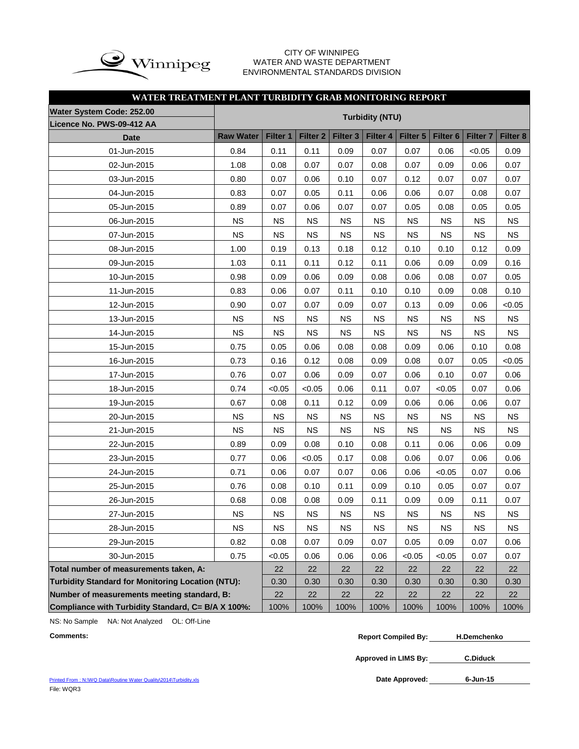CITY OF WINNIPEG
WATER AND WASTE DEPARTMENT
ENVIRONMENTAL STANDARDS DIVISION

## WATER TREATMENT PLANT TURBIDITY GRAB MONITORING REPORT

**Water System Code: 252.00**
**Licence No. PWS-09-412 AA**

| Date | Turbidity (NTU) | | | | | | | | |
|---|---|---|---|---|---|---|---|---|---|
| | Raw Water | Filter 1 | Filter 2 | Filter 3 | Filter 4 | Filter 5 | Filter 6 | Filter 7 | Filter 8 |
| 01-Jun-2015 | 0.84 | 0.11 | 0.11 | 0.09 | 0.07 | 0.07 | 0.06 | <0.05 | 0.09 |
| 02-Jun-2015 | 1.08 | 0.08 | 0.07 | 0.07 | 0.08 | 0.07 | 0.09 | 0.06 | 0.07 |
| 03-Jun-2015 | 0.80 | 0.07 | 0.06 | 0.10 | 0.07 | 0.12 | 0.07 | 0.07 | 0.07 |
| 04-Jun-2015 | 0.83 | 0.07 | 0.05 | 0.11 | 0.06 | 0.06 | 0.07 | 0.08 | 0.07 |
| 05-Jun-2015 | 0.89 | 0.07 | 0.06 | 0.07 | 0.07 | 0.05 | 0.08 | 0.05 | 0.05 |
| 06-Jun-2015 | NS | NS | NS | NS | NS | NS | NS | NS | NS |
| 07-Jun-2015 | NS | NS | NS | NS | NS | NS | NS | NS | NS |
| 08-Jun-2015 | 1.00 | 0.19 | 0.13 | 0.18 | 0.12 | 0.10 | 0.10 | 0.12 | 0.09 |
| 09-Jun-2015 | 1.03 | 0.11 | 0.11 | 0.12 | 0.11 | 0.06 | 0.09 | 0.09 | 0.16 |
| 10-Jun-2015 | 0.98 | 0.09 | 0.06 | 0.09 | 0.08 | 0.06 | 0.08 | 0.07 | 0.05 |
| 11-Jun-2015 | 0.83 | 0.06 | 0.07 | 0.11 | 0.10 | 0.10 | 0.09 | 0.08 | 0.10 |
| 12-Jun-2015 | 0.90 | 0.07 | 0.07 | 0.09 | 0.07 | 0.13 | 0.09 | 0.06 | <0.05 |
| 13-Jun-2015 | NS | NS | NS | NS | NS | NS | NS | NS | NS |
| 14-Jun-2015 | NS | NS | NS | NS | NS | NS | NS | NS | NS |
| 15-Jun-2015 | 0.75 | 0.05 | 0.06 | 0.08 | 0.08 | 0.09 | 0.06 | 0.10 | 0.08 |
| 16-Jun-2015 | 0.73 | 0.16 | 0.12 | 0.08 | 0.09 | 0.08 | 0.07 | 0.05 | <0.05 |
| 17-Jun-2015 | 0.76 | 0.07 | 0.06 | 0.09 | 0.07 | 0.06 | 0.10 | 0.07 | 0.06 |
| 18-Jun-2015 | 0.74 | <0.05 | <0.05 | 0.06 | 0.11 | 0.07 | <0.05 | 0.07 | 0.06 |
| 19-Jun-2015 | 0.67 | 0.08 | 0.11 | 0.12 | 0.09 | 0.06 | 0.06 | 0.06 | 0.07 |
| 20-Jun-2015 | NS | NS | NS | NS | NS | NS | NS | NS | NS |
| 21-Jun-2015 | NS | NS | NS | NS | NS | NS | NS | NS | NS |
| 22-Jun-2015 | 0.89 | 0.09 | 0.08 | 0.10 | 0.08 | 0.11 | 0.06 | 0.06 | 0.09 |
| 23-Jun-2015 | 0.77 | 0.06 | <0.05 | 0.17 | 0.08 | 0.06 | 0.07 | 0.06 | 0.06 |
| 24-Jun-2015 | 0.71 | 0.06 | 0.07 | 0.07 | 0.06 | 0.06 | <0.05 | 0.07 | 0.06 |
| 25-Jun-2015 | 0.76 | 0.08 | 0.10 | 0.11 | 0.09 | 0.10 | 0.05 | 0.07 | 0.07 |
| 26-Jun-2015 | 0.68 | 0.08 | 0.08 | 0.09 | 0.11 | 0.09 | 0.09 | 0.11 | 0.07 |
| 27-Jun-2015 | NS | NS | NS | NS | NS | NS | NS | NS | NS |
| 28-Jun-2015 | NS | NS | NS | NS | NS | NS | NS | NS | NS |
| 29-Jun-2015 | 0.82 | 0.08 | 0.07 | 0.09 | 0.07 | 0.05 | 0.09 | 0.07 | 0.06 |
| 30-Jun-2015 | 0.75 | <0.05 | 0.06 | 0.06 | 0.06 | <0.05 | <0.05 | 0.07 | 0.07 |
| **Total number of measurements taken, A:** | | 22 | 22 | 22 | 22 | 22 | 22 | 22 | 22 |
| **Turbidity Standard for Monitoring Location (NTU):** | | 0.30 | 0.30 | 0.30 | 0.30 | 0.30 | 0.30 | 0.30 | 0.30 |
| **Number of measurements meeting standard, B:** | | 22 | 22 | 22 | 22 | 22 | 22 | 22 | 22 |
| **Compliance with Turbidity Standard, C= B/A X 100%:** | | 100% | 100% | 100% | 100% | 100% | 100% | 100% | 100% |

NS: No Sample NA: Not Analyzed OL: Off-Line

**Comments:**

**Report Compiled By:** H.Demchenko

**Approved in LIMS By:** C.Diduck

**Date Approved:** 6-Jun-15

Printed From : N:\WQ Data\Routine Water Quality\2014\Turbidity.xls
File: WQR3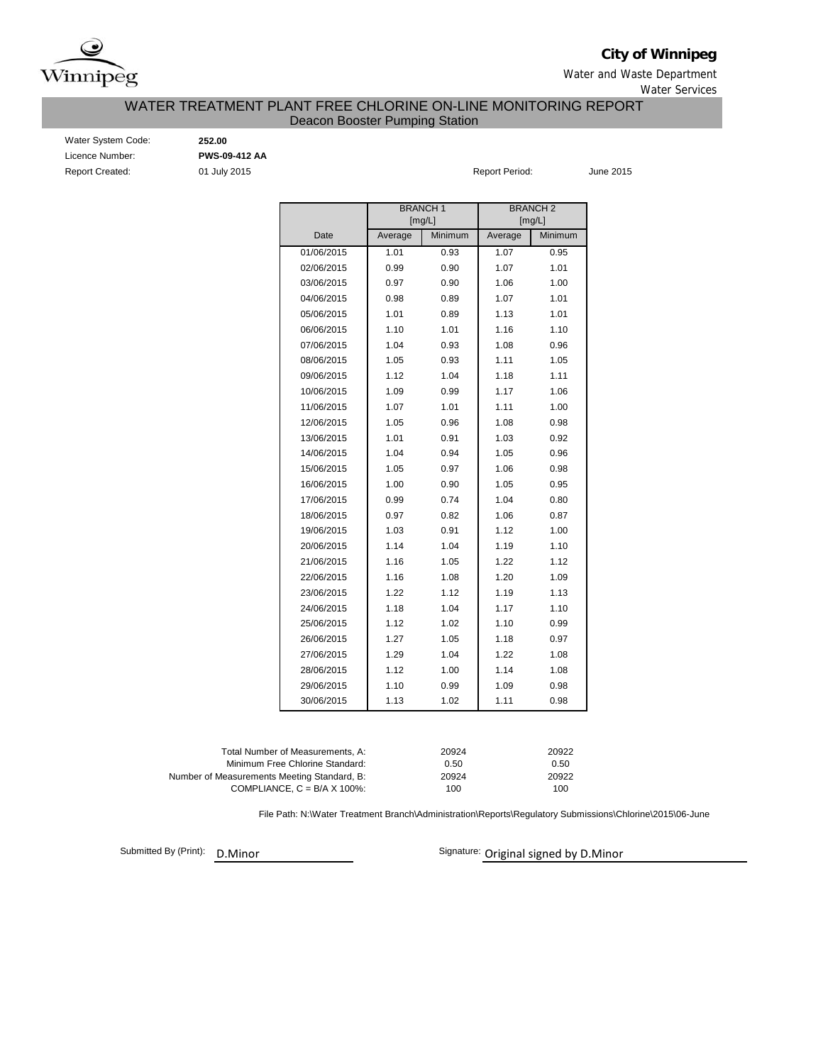**City of Winnipeg**

Water and Waste Department

Water Services

# WATER TREATMENT PLANT FREE CHLORINE ON-LINE MONITORING REPORT

## Deacon Booster Pumping Station

Water System Code: **252.00**

Licence Number: **PWS-09-412 AA**

Report Created: 01 July 2015

Report Period: June 2015

| | BRANCH 1 [mg/L] | | BRANCH 2 [mg/L] | |
|---|---|---|---|---|
| Date | Average | Minimum | Average | Minimum |
| 01/06/2015 | 1.01 | 0.93 | 1.07 | 0.95 |
| 02/06/2015 | 0.99 | 0.90 | 1.07 | 1.01 |
| 03/06/2015 | 0.97 | 0.90 | 1.06 | 1.00 |
| 04/06/2015 | 0.98 | 0.89 | 1.07 | 1.01 |
| 05/06/2015 | 1.01 | 0.89 | 1.13 | 1.01 |
| 06/06/2015 | 1.10 | 1.01 | 1.16 | 1.10 |
| 07/06/2015 | 1.04 | 0.93 | 1.08 | 0.96 |
| 08/06/2015 | 1.05 | 0.93 | 1.11 | 1.05 |
| 09/06/2015 | 1.12 | 1.04 | 1.18 | 1.11 |
| 10/06/2015 | 1.09 | 0.99 | 1.17 | 1.06 |
| 11/06/2015 | 1.07 | 1.01 | 1.11 | 1.00 |
| 12/06/2015 | 1.05 | 0.96 | 1.08 | 0.98 |
| 13/06/2015 | 1.01 | 0.91 | 1.03 | 0.92 |
| 14/06/2015 | 1.04 | 0.94 | 1.05 | 0.96 |
| 15/06/2015 | 1.05 | 0.97 | 1.06 | 0.98 |
| 16/06/2015 | 1.00 | 0.90 | 1.05 | 0.95 |
| 17/06/2015 | 0.99 | 0.74 | 1.04 | 0.80 |
| 18/06/2015 | 0.97 | 0.82 | 1.06 | 0.87 |
| 19/06/2015 | 1.03 | 0.91 | 1.12 | 1.00 |
| 20/06/2015 | 1.14 | 1.04 | 1.19 | 1.10 |
| 21/06/2015 | 1.16 | 1.05 | 1.22 | 1.12 |
| 22/06/2015 | 1.16 | 1.08 | 1.20 | 1.09 |
| 23/06/2015 | 1.22 | 1.12 | 1.19 | 1.13 |
| 24/06/2015 | 1.18 | 1.04 | 1.17 | 1.10 |
| 25/06/2015 | 1.12 | 1.02 | 1.10 | 0.99 |
| 26/06/2015 | 1.27 | 1.05 | 1.18 | 0.97 |
| 27/06/2015 | 1.29 | 1.04 | 1.22 | 1.08 |
| 28/06/2015 | 1.12 | 1.00 | 1.14 | 1.08 |
| 29/06/2015 | 1.10 | 0.99 | 1.09 | 0.98 |
| 30/06/2015 | 1.13 | 1.02 | 1.11 | 0.98 |

| | Branch 1 | Branch 2 |
|---|---|---|
| Total Number of Measurements, A: | 20924 | 20922 |
| Minimum Free Chlorine Standard: | 0.50 | 0.50 |
| Number of Measurements Meeting Standard, B: | 20924 | 20922 |
| COMPLIANCE, C = B/A X 100%: | 100 | 100 |

File Path: N:\Water Treatment Branch\Administration\Reports\Regulatory Submissions\Chlorine\2015\06-June

Submitted By (Print): D.Minor

Signature: Original signed by D.Minor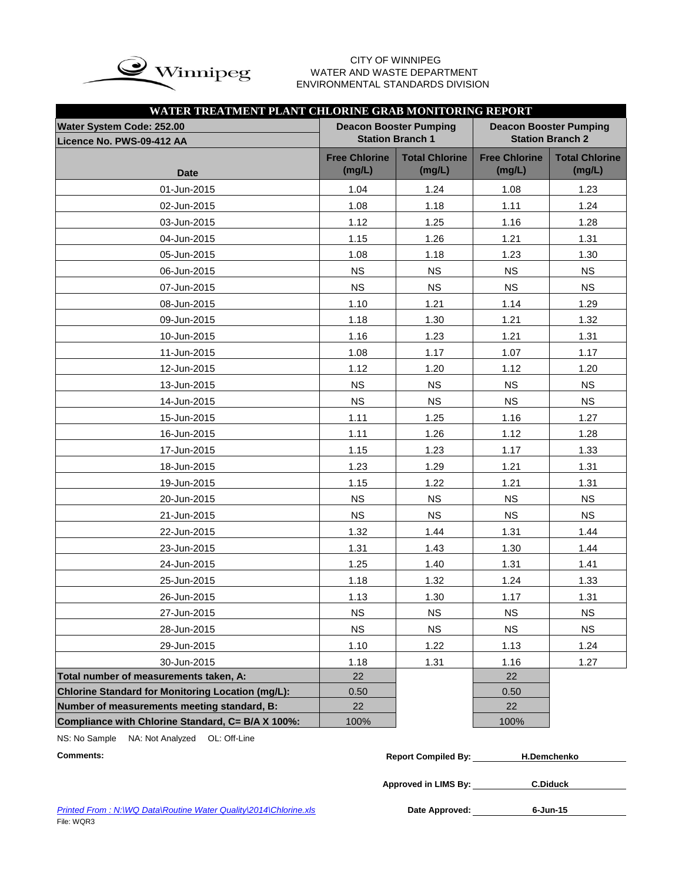CITY OF WINNIPEG
WATER AND WASTE DEPARTMENT
ENVIRONMENTAL STANDARDS DIVISION

| WATER TREATMENT PLANT CHLORINE GRAB MONITORING REPORT | | | | |
|---|---|---|---|---|
| Water System Code: 252.00<br>Licence No. PWS-09-412 AA | Deacon Booster Pumping Station Branch 1 | | Deacon Booster Pumping Station Branch 2 | |
| Date | Free Chlorine (mg/L) | Total Chlorine (mg/L) | Free Chlorine (mg/L) | Total Chlorine (mg/L) |
| 01-Jun-2015 | 1.04 | 1.24 | 1.08 | 1.23 |
| 02-Jun-2015 | 1.08 | 1.18 | 1.11 | 1.24 |
| 03-Jun-2015 | 1.12 | 1.25 | 1.16 | 1.28 |
| 04-Jun-2015 | 1.15 | 1.26 | 1.21 | 1.31 |
| 05-Jun-2015 | 1.08 | 1.18 | 1.23 | 1.30 |
| 06-Jun-2015 | NS | NS | NS | NS |
| 07-Jun-2015 | NS | NS | NS | NS |
| 08-Jun-2015 | 1.10 | 1.21 | 1.14 | 1.29 |
| 09-Jun-2015 | 1.18 | 1.30 | 1.21 | 1.32 |
| 10-Jun-2015 | 1.16 | 1.23 | 1.21 | 1.31 |
| 11-Jun-2015 | 1.08 | 1.17 | 1.07 | 1.17 |
| 12-Jun-2015 | 1.12 | 1.20 | 1.12 | 1.20 |
| 13-Jun-2015 | NS | NS | NS | NS |
| 14-Jun-2015 | NS | NS | NS | NS |
| 15-Jun-2015 | 1.11 | 1.25 | 1.16 | 1.27 |
| 16-Jun-2015 | 1.11 | 1.26 | 1.12 | 1.28 |
| 17-Jun-2015 | 1.15 | 1.23 | 1.17 | 1.33 |
| 18-Jun-2015 | 1.23 | 1.29 | 1.21 | 1.31 |
| 19-Jun-2015 | 1.15 | 1.22 | 1.21 | 1.31 |
| 20-Jun-2015 | NS | NS | NS | NS |
| 21-Jun-2015 | NS | NS | NS | NS |
| 22-Jun-2015 | 1.32 | 1.44 | 1.31 | 1.44 |
| 23-Jun-2015 | 1.31 | 1.43 | 1.30 | 1.44 |
| 24-Jun-2015 | 1.25 | 1.40 | 1.31 | 1.41 |
| 25-Jun-2015 | 1.18 | 1.32 | 1.24 | 1.33 |
| 26-Jun-2015 | 1.13 | 1.30 | 1.17 | 1.31 |
| 27-Jun-2015 | NS | NS | NS | NS |
| 28-Jun-2015 | NS | NS | NS | NS |
| 29-Jun-2015 | 1.10 | 1.22 | 1.13 | 1.24 |
| 30-Jun-2015 | 1.18 | 1.31 | 1.16 | 1.27 |
| Total number of measurements taken, A: | 22 | | 22 | |
| Chlorine Standard for Monitoring Location (mg/L): | 0.50 | | 0.50 | |
| Number of measurements meeting standard, B: | 22 | | 22 | |
| Compliance with Chlorine Standard, C= B/A X 100%: | 100% | | 100% | |

NS: No Sample NA: Not Analyzed OL: Off-Line

**Comments:**

**Report Compiled By:** H.Demchenko

**Approved in LIMS By:** C.Diduck

**Date Approved:** 6-Jun-15

*Printed From : N:\WQ Data\Routine Water Quality\2014\Chlorine.xls*

File: WQR3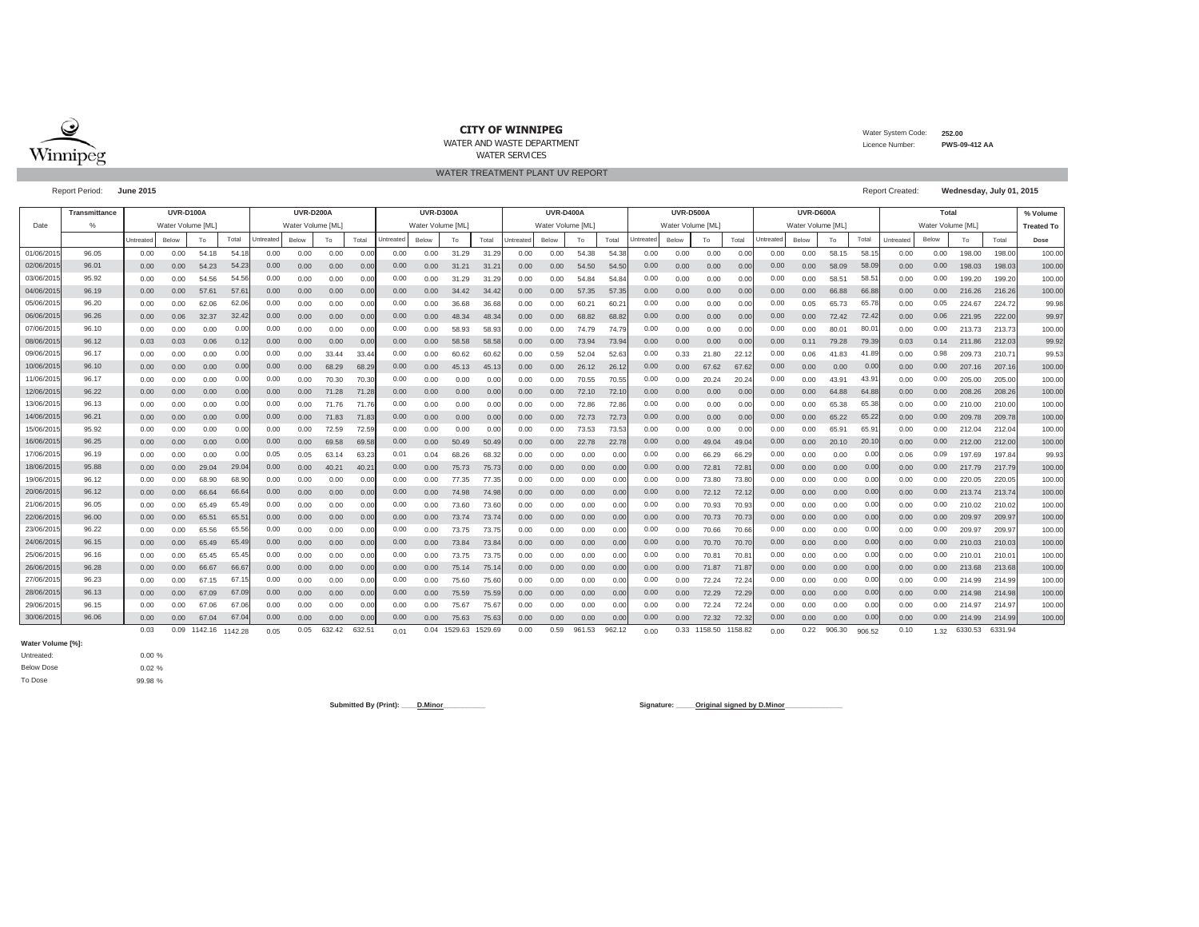**CITY OF WINNIPEG**
WATER AND WASTE DEPARTMENT
WATER SERVICES

Water System Code: **252.00**
Licence Number: **PWS-09-412 AA**

WATER TREATMENT PLANT UV REPORT

Report Period: **June 2015**

Report Created: **Wednesday, July 01, 2015**

| Date | Transmittance | UVR-D100A | | | | UVR-D200A | | | | UVR-D300A | | | | UVR-D400A | | | | UVR-D500A | | | | UVR-D600A | | | | Total | | | | % Volume |
|---|---|---|---|---|---|---|---|---|---|---|---|---|---|---|---|---|---|---|---|---|---|---|---|---|---|---|---|---|---|---|
| | % | Water Volume [ML] | | | | Water Volume [ML] | | | | Water Volume [ML] | | | | Water Volume [ML] | | | | Water Volume [ML] | | | | Water Volume [ML] | | | | Water Volume [ML] | | | | Treated To |
| | | Untreated | Below | To | Total | Untreated | Below | To | Total | Untreated | Below | To | Total | Untreated | Below | To | Total | Untreated | Below | To | Total | Untreated | Below | To | Total | Untreated | Below | To | Total | Dose |
| 01/06/2015 | 96.05 | 0.00 | 0.00 | 54.18 | 54.18 | 0.00 | 0.00 | 0.00 | 0.00 | 0.00 | 0.00 | 31.29 | 31.29 | 0.00 | 0.00 | 54.38 | 54.38 | 0.00 | 0.00 | 0.00 | 0.00 | 0.00 | 0.00 | 58.15 | 58.15 | 0.00 | 0.00 | 198.00 | 198.00 | 100.00 |
| 02/06/2015 | 96.01 | 0.00 | 0.00 | 54.23 | 54.23 | 0.00 | 0.00 | 0.00 | 0.00 | 0.00 | 0.00 | 31.21 | 31.21 | 0.00 | 0.00 | 54.50 | 54.50 | 0.00 | 0.00 | 0.00 | 0.00 | 0.00 | 0.00 | 58.09 | 58.09 | 0.00 | 0.00 | 198.03 | 198.03 | 100.00 |
| 03/06/2015 | 95.92 | 0.00 | 0.00 | 54.56 | 54.56 | 0.00 | 0.00 | 0.00 | 0.00 | 0.00 | 0.00 | 31.29 | 31.29 | 0.00 | 0.00 | 54.84 | 54.84 | 0.00 | 0.00 | 0.00 | 0.00 | 0.00 | 0.00 | 58.51 | 58.51 | 0.00 | 0.00 | 199.20 | 199.20 | 100.00 |
| 04/06/2015 | 96.19 | 0.00 | 0.00 | 57.61 | 57.61 | 0.00 | 0.00 | 0.00 | 0.00 | 0.00 | 0.00 | 34.42 | 34.42 | 0.00 | 0.00 | 57.35 | 57.35 | 0.00 | 0.00 | 0.00 | 0.00 | 0.00 | 0.00 | 66.88 | 66.88 | 0.00 | 0.00 | 216.26 | 216.26 | 100.00 |
| 05/06/2015 | 96.20 | 0.00 | 0.00 | 62.06 | 62.06 | 0.00 | 0.00 | 0.00 | 0.00 | 0.00 | 0.00 | 36.68 | 36.68 | 0.00 | 0.00 | 60.21 | 60.21 | 0.00 | 0.00 | 0.00 | 0.00 | 0.00 | 0.05 | 65.73 | 65.78 | 0.00 | 0.05 | 224.67 | 224.72 | 99.98 |
| 06/06/2015 | 96.26 | 0.00 | 0.06 | 32.37 | 32.42 | 0.00 | 0.00 | 0.00 | 0.00 | 0.00 | 0.00 | 48.34 | 48.34 | 0.00 | 0.00 | 68.82 | 68.82 | 0.00 | 0.00 | 0.00 | 0.00 | 0.00 | 0.00 | 72.42 | 72.42 | 0.00 | 0.06 | 221.95 | 222.00 | 99.97 |
| 07/06/2015 | 96.10 | 0.00 | 0.00 | 0.00 | 0.00 | 0.00 | 0.00 | 0.00 | 0.00 | 0.00 | 0.00 | 58.93 | 58.93 | 0.00 | 0.00 | 74.79 | 74.79 | 0.00 | 0.00 | 0.00 | 0.00 | 0.00 | 0.00 | 80.01 | 80.01 | 0.00 | 0.00 | 213.73 | 213.73 | 100.00 |
| 08/06/2015 | 96.12 | 0.03 | 0.03 | 0.06 | 0.12 | 0.00 | 0.00 | 0.00 | 0.00 | 0.00 | 0.00 | 58.58 | 58.58 | 0.00 | 0.00 | 73.94 | 73.94 | 0.00 | 0.00 | 0.00 | 0.00 | 0.00 | 0.11 | 79.28 | 79.39 | 0.03 | 0.14 | 211.86 | 212.03 | 99.92 |
| 09/06/2015 | 96.17 | 0.00 | 0.00 | 0.00 | 0.00 | 0.00 | 0.00 | 33.44 | 33.44 | 0.00 | 0.00 | 60.62 | 60.62 | 0.00 | 0.59 | 52.04 | 52.63 | 0.00 | 0.33 | 21.80 | 22.12 | 0.00 | 0.06 | 41.83 | 41.89 | 0.00 | 0.98 | 209.73 | 210.71 | 99.53 |
| 10/06/2015 | 96.10 | 0.00 | 0.00 | 0.00 | 0.00 | 0.00 | 0.00 | 68.29 | 68.29 | 0.00 | 0.00 | 45.13 | 45.13 | 0.00 | 0.00 | 26.12 | 26.12 | 0.00 | 0.00 | 67.62 | 67.62 | 0.00 | 0.00 | 0.00 | 0.00 | 0.00 | 0.00 | 207.16 | 207.16 | 100.00 |
| 11/06/2015 | 96.17 | 0.00 | 0.00 | 0.00 | 0.00 | 0.00 | 0.00 | 70.30 | 70.30 | 0.00 | 0.00 | 0.00 | 0.00 | 0.00 | 0.00 | 70.55 | 70.55 | 0.00 | 0.00 | 20.24 | 20.24 | 0.00 | 0.00 | 43.91 | 43.91 | 0.00 | 0.00 | 205.00 | 205.00 | 100.00 |
| 12/06/2015 | 96.22 | 0.00 | 0.00 | 0.00 | 0.00 | 0.00 | 0.00 | 71.28 | 71.28 | 0.00 | 0.00 | 0.00 | 0.00 | 0.00 | 0.00 | 72.10 | 72.10 | 0.00 | 0.00 | 0.00 | 0.00 | 0.00 | 0.00 | 64.88 | 64.88 | 0.00 | 0.00 | 208.26 | 208.26 | 100.00 |
| 13/06/2015 | 96.13 | 0.00 | 0.00 | 0.00 | 0.00 | 0.00 | 0.00 | 71.76 | 71.76 | 0.00 | 0.00 | 0.00 | 0.00 | 0.00 | 0.00 | 72.86 | 72.86 | 0.00 | 0.00 | 0.00 | 0.00 | 0.00 | 0.00 | 65.38 | 65.38 | 0.00 | 0.00 | 210.00 | 210.00 | 100.00 |
| 14/06/2015 | 96.21 | 0.00 | 0.00 | 0.00 | 0.00 | 0.00 | 0.00 | 71.83 | 71.83 | 0.00 | 0.00 | 0.00 | 0.00 | 0.00 | 0.00 | 72.73 | 72.73 | 0.00 | 0.00 | 0.00 | 0.00 | 0.00 | 0.00 | 65.22 | 65.22 | 0.00 | 0.00 | 209.78 | 209.78 | 100.00 |
| 15/06/2015 | 95.92 | 0.00 | 0.00 | 0.00 | 0.00 | 0.00 | 0.00 | 72.59 | 72.59 | 0.00 | 0.00 | 0.00 | 0.00 | 0.00 | 0.00 | 73.53 | 73.53 | 0.00 | 0.00 | 0.00 | 0.00 | 0.00 | 0.00 | 65.91 | 65.91 | 0.00 | 0.00 | 212.04 | 212.04 | 100.00 |
| 16/06/2015 | 96.25 | 0.00 | 0.00 | 0.00 | 0.00 | 0.00 | 0.00 | 69.58 | 69.58 | 0.00 | 0.00 | 50.49 | 50.49 | 0.00 | 0.00 | 22.78 | 22.78 | 0.00 | 0.00 | 49.04 | 49.04 | 0.00 | 0.00 | 20.10 | 20.10 | 0.00 | 0.00 | 212.00 | 212.00 | 100.00 |
| 17/06/2015 | 96.19 | 0.00 | 0.00 | 0.00 | 0.00 | 0.05 | 0.05 | 63.14 | 63.23 | 0.01 | 0.04 | 68.26 | 68.32 | 0.00 | 0.00 | 0.00 | 0.00 | 0.00 | 0.00 | 66.29 | 66.29 | 0.00 | 0.00 | 0.00 | 0.00 | 0.06 | 0.09 | 197.69 | 197.84 | 99.93 |
| 18/06/2015 | 95.88 | 0.00 | 0.00 | 29.04 | 29.04 | 0.00 | 0.00 | 40.21 | 40.21 | 0.00 | 0.00 | 75.73 | 75.73 | 0.00 | 0.00 | 0.00 | 0.00 | 0.00 | 0.00 | 72.81 | 72.81 | 0.00 | 0.00 | 0.00 | 0.00 | 0.00 | 0.00 | 217.79 | 217.79 | 100.00 |
| 19/06/2015 | 96.12 | 0.00 | 0.00 | 68.90 | 68.90 | 0.00 | 0.00 | 0.00 | 0.00 | 0.00 | 0.00 | 77.35 | 77.35 | 0.00 | 0.00 | 0.00 | 0.00 | 0.00 | 0.00 | 73.80 | 73.80 | 0.00 | 0.00 | 0.00 | 0.00 | 0.00 | 0.00 | 220.05 | 220.05 | 100.00 |
| 20/06/2015 | 96.12 | 0.00 | 0.00 | 66.64 | 66.64 | 0.00 | 0.00 | 0.00 | 0.00 | 0.00 | 0.00 | 74.98 | 74.98 | 0.00 | 0.00 | 0.00 | 0.00 | 0.00 | 0.00 | 72.12 | 72.12 | 0.00 | 0.00 | 0.00 | 0.00 | 0.00 | 0.00 | 213.74 | 213.74 | 100.00 |
| 21/06/2015 | 96.05 | 0.00 | 0.00 | 65.49 | 65.49 | 0.00 | 0.00 | 0.00 | 0.00 | 0.00 | 0.00 | 73.60 | 73.60 | 0.00 | 0.00 | 0.00 | 0.00 | 0.00 | 0.00 | 70.93 | 70.93 | 0.00 | 0.00 | 0.00 | 0.00 | 0.00 | 0.00 | 210.02 | 210.02 | 100.00 |
| 22/06/2015 | 96.00 | 0.00 | 0.00 | 65.51 | 65.51 | 0.00 | 0.00 | 0.00 | 0.00 | 0.00 | 0.00 | 73.74 | 73.74 | 0.00 | 0.00 | 0.00 | 0.00 | 0.00 | 0.00 | 70.73 | 70.73 | 0.00 | 0.00 | 0.00 | 0.00 | 0.00 | 0.00 | 209.97 | 209.97 | 100.00 |
| 23/06/2015 | 96.22 | 0.00 | 0.00 | 65.56 | 65.56 | 0.00 | 0.00 | 0.00 | 0.00 | 0.00 | 0.00 | 73.75 | 73.75 | 0.00 | 0.00 | 0.00 | 0.00 | 0.00 | 0.00 | 70.66 | 70.66 | 0.00 | 0.00 | 0.00 | 0.00 | 0.00 | 0.00 | 209.97 | 209.97 | 100.00 |
| 24/06/2015 | 96.15 | 0.00 | 0.00 | 65.49 | 65.49 | 0.00 | 0.00 | 0.00 | 0.00 | 0.00 | 0.00 | 73.84 | 73.84 | 0.00 | 0.00 | 0.00 | 0.00 | 0.00 | 0.00 | 70.70 | 70.70 | 0.00 | 0.00 | 0.00 | 0.00 | 0.00 | 0.00 | 210.03 | 210.03 | 100.00 |
| 25/06/2015 | 96.16 | 0.00 | 0.00 | 65.45 | 65.45 | 0.00 | 0.00 | 0.00 | 0.00 | 0.00 | 0.00 | 73.75 | 73.75 | 0.00 | 0.00 | 0.00 | 0.00 | 0.00 | 0.00 | 70.81 | 70.81 | 0.00 | 0.00 | 0.00 | 0.00 | 0.00 | 0.00 | 210.01 | 210.01 | 100.00 |
| 26/06/2015 | 96.28 | 0.00 | 0.00 | 66.67 | 66.67 | 0.00 | 0.00 | 0.00 | 0.00 | 0.00 | 0.00 | 75.14 | 75.14 | 0.00 | 0.00 | 0.00 | 0.00 | 0.00 | 0.00 | 71.87 | 71.87 | 0.00 | 0.00 | 0.00 | 0.00 | 0.00 | 0.00 | 213.68 | 213.68 | 100.00 |
| 27/06/2015 | 96.23 | 0.00 | 0.00 | 67.15 | 67.15 | 0.00 | 0.00 | 0.00 | 0.00 | 0.00 | 0.00 | 75.60 | 75.60 | 0.00 | 0.00 | 0.00 | 0.00 | 0.00 | 0.00 | 72.24 | 72.24 | 0.00 | 0.00 | 0.00 | 0.00 | 0.00 | 0.00 | 214.99 | 214.99 | 100.00 |
| 28/06/2015 | 96.13 | 0.00 | 0.00 | 67.09 | 67.09 | 0.00 | 0.00 | 0.00 | 0.00 | 0.00 | 0.00 | 75.59 | 75.59 | 0.00 | 0.00 | 0.00 | 0.00 | 0.00 | 0.00 | 72.29 | 72.29 | 0.00 | 0.00 | 0.00 | 0.00 | 0.00 | 0.00 | 214.98 | 214.98 | 100.00 |
| 29/06/2015 | 96.15 | 0.00 | 0.00 | 67.06 | 67.06 | 0.00 | 0.00 | 0.00 | 0.00 | 0.00 | 0.00 | 75.67 | 75.67 | 0.00 | 0.00 | 0.00 | 0.00 | 0.00 | 0.00 | 72.24 | 72.24 | 0.00 | 0.00 | 0.00 | 0.00 | 0.00 | 0.00 | 214.97 | 214.97 | 100.00 |
| 30/06/2015 | 96.06 | 0.00 | 0.00 | 67.04 | 67.04 | 0.00 | 0.00 | 0.00 | 0.00 | 0.00 | 0.00 | 75.63 | 75.63 | 0.00 | 0.00 | 0.00 | 0.00 | 0.00 | 0.00 | 72.32 | 72.32 | 0.00 | 0.00 | 0.00 | 0.00 | 0.00 | 0.00 | 214.99 | 214.99 | 100.00 |
| | | 0.03 | 0.09 | 1142.16 | 1142.28 | 0.05 | 0.05 | 632.42 | 632.51 | 0.01 | 0.04 | 1529.63 | 1529.69 | 0.00 | 0.59 | 961.53 | 962.12 | 0.00 | 0.33 | 1158.50 | 1158.82 | 0.00 | 0.22 | 906.30 | 906.52 | 0.10 | 1.32 | 6330.53 | 6331.94 | |

**Water Volume [%]:**

| | |
|---|---|
| Untreated: | 0.00 % |
| Below Dose | 0.02 % |
| To Dose | 99.98 % |

**Submitted By (Print):** ____D.Minor__________

**Signature:** _____Original signed by D.Minor______________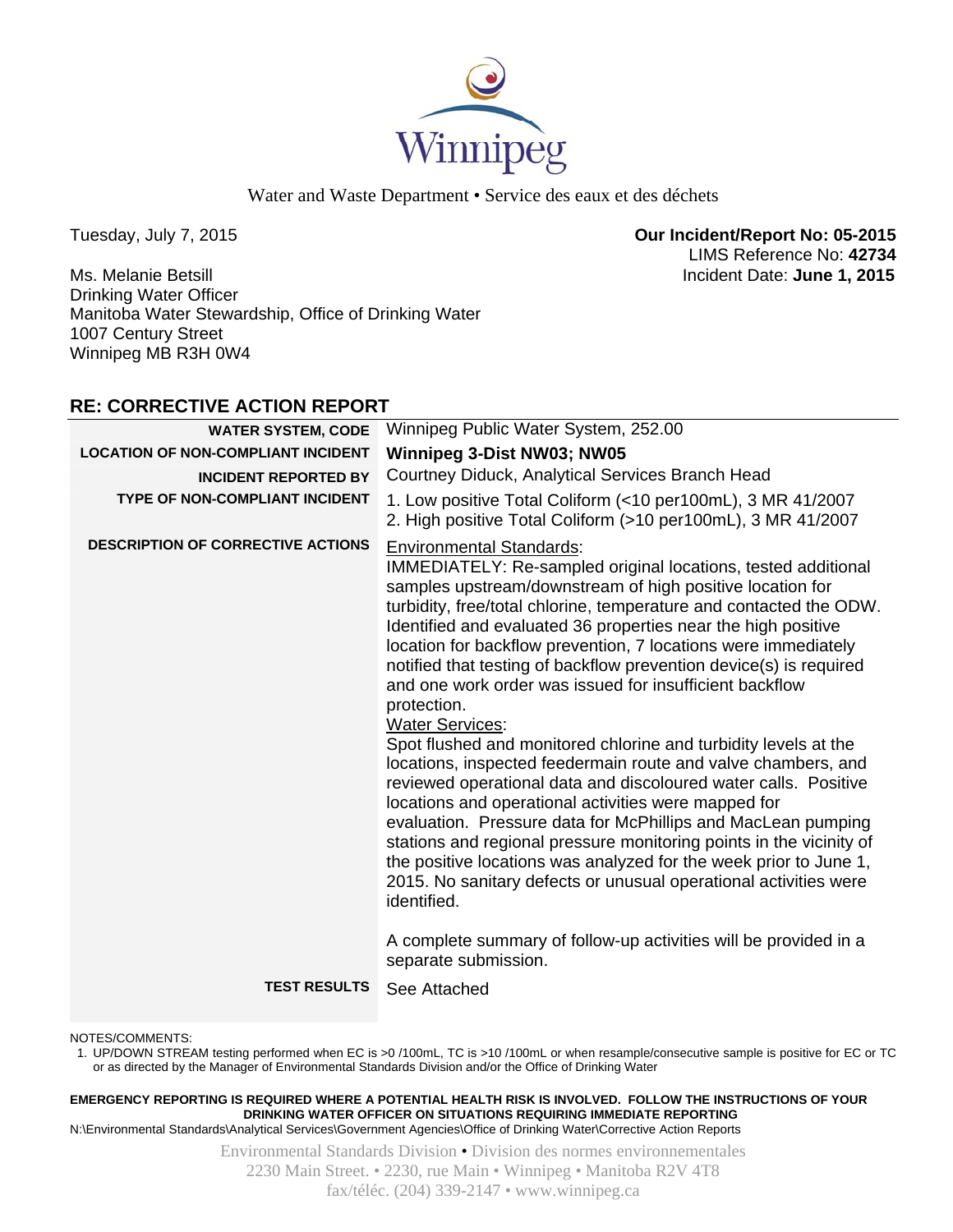Winnipeg

Water and Waste Department • Service des eaux et des déchets

Tuesday, July 7, 2015

**Our Incident/Report No: 05-2015**
LIMS Reference No: **42734**
Incident Date: **June 1, 2015**

Ms. Melanie Betsill
Drinking Water Officer
Manitoba Water Stewardship, Office of Drinking Water
1007 Century Street
Winnipeg MB R3H 0W4

## RE: CORRECTIVE ACTION REPORT

| | |
|---|---|
| **WATER SYSTEM, CODE** | Winnipeg Public Water System, 252.00 |
| **LOCATION OF NON-COMPLIANT INCIDENT** | **Winnipeg 3-Dist NW03; NW05** |
| **INCIDENT REPORTED BY** | Courtney Diduck, Analytical Services Branch Head |
| **TYPE OF NON-COMPLIANT INCIDENT** | 1. Low positive Total Coliform (<10 per100mL), 3 MR 41/2007<br>2. High positive Total Coliform (>10 per100mL), 3 MR 41/2007 |
| **DESCRIPTION OF CORRECTIVE ACTIONS** | Environmental Standards:<br>IMMEDIATELY: Re-sampled original locations, tested additional samples upstream/downstream of high positive location for turbidity, free/total chlorine, temperature and contacted the ODW. Identified and evaluated 36 properties near the high positive location for backflow prevention, 7 locations were immediately notified that testing of backflow prevention device(s) is required and one work order was issued for insufficient backflow protection.<br>Water Services:<br>Spot flushed and monitored chlorine and turbidity levels at the locations, inspected feedermain route and valve chambers, and reviewed operational data and discoloured water calls. Positive locations and operational activities were mapped for evaluation. Pressure data for McPhillips and MacLean pumping stations and regional pressure monitoring points in the vicinity of the positive locations was analyzed for the week prior to June 1, 2015. No sanitary defects or unusual operational activities were identified.<br><br>A complete summary of follow-up activities will be provided in a separate submission. |
| **TEST RESULTS** | See Attached |

NOTES/COMMENTS:

1. UP/DOWN STREAM testing performed when EC is >0 /100mL, TC is >10 /100mL or when resample/consecutive sample is positive for EC or TC or as directed by the Manager of Environmental Standards Division and/or the Office of Drinking Water

**EMERGENCY REPORTING IS REQUIRED WHERE A POTENTIAL HEALTH RISK IS INVOLVED. FOLLOW THE INSTRUCTIONS OF YOUR DRINKING WATER OFFICER ON SITUATIONS REQUIRING IMMEDIATE REPORTING**

N:\Environmental Standards\Analytical Services\Government Agencies\Office of Drinking Water\Corrective Action Reports

Environmental Standards Division • Division des normes environnementales
2230 Main Street. • 2230, rue Main • Winnipeg • Manitoba R2V 4T8
fax/téléc. (204) 339-2147 • www.winnipeg.ca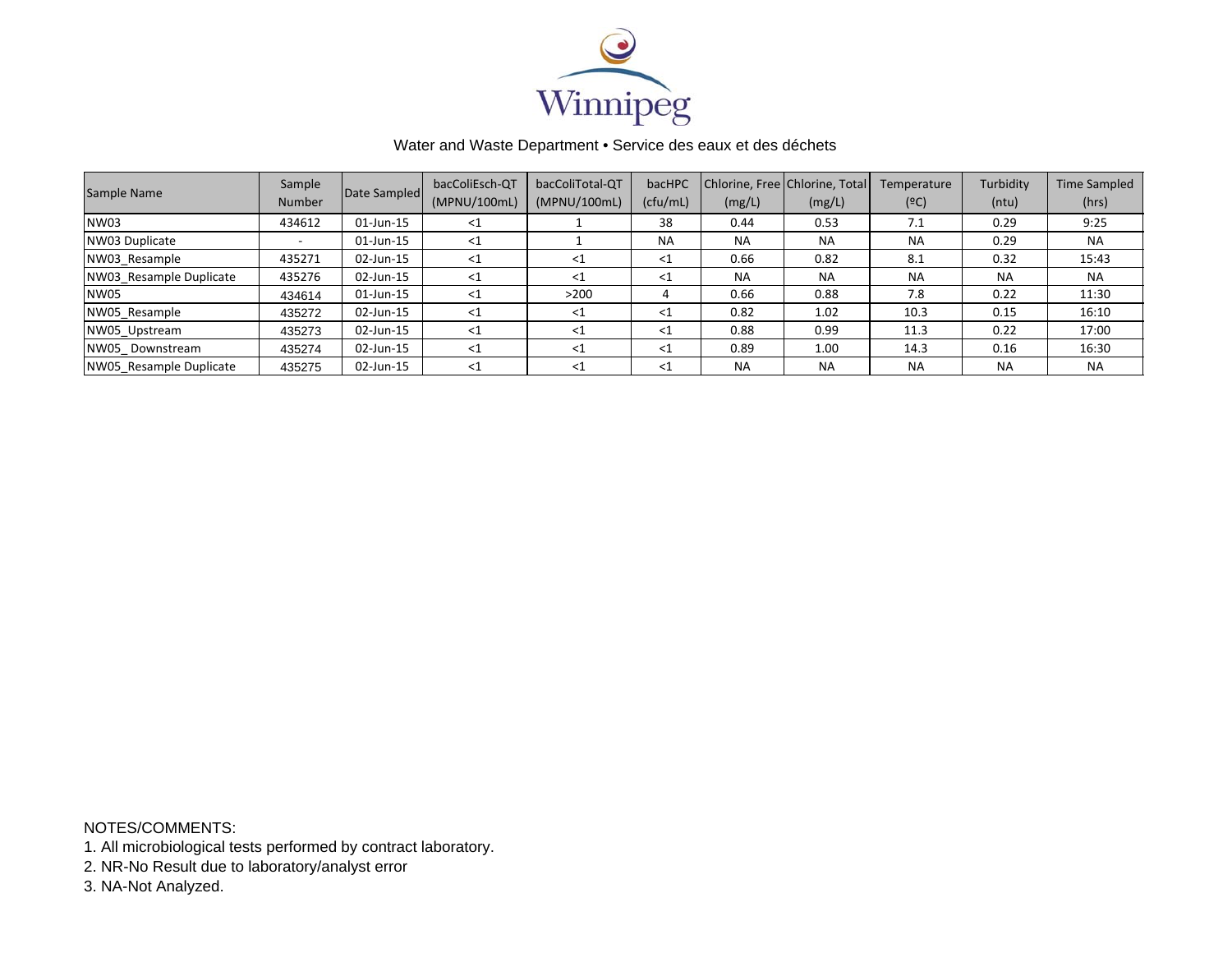Winnipeg

Water and Waste Department • Service des eaux et des déchets

| Sample Name | Sample Number | Date Sampled | bacColiEsch-QT (MPNU/100mL) | bacColiTotal-QT (MPNU/100mL) | bacHPC (cfu/mL) | Chlorine, Free (mg/L) | Chlorine, Total (mg/L) | Temperature (ºC) | Turbidity (ntu) | Time Sampled (hrs) |
|---|---|---|---|---|---|---|---|---|---|---|
| NW03 | 434612 | 01-Jun-15 | <1 | 1 | 38 | 0.44 | 0.53 | 7.1 | 0.29 | 9:25 |
| NW03 Duplicate | - | 01-Jun-15 | <1 | 1 | NA | NA | NA | NA | 0.29 | NA |
| NW03_Resample | 435271 | 02-Jun-15 | <1 | <1 | <1 | 0.66 | 0.82 | 8.1 | 0.32 | 15:43 |
| NW03_Resample Duplicate | 435276 | 02-Jun-15 | <1 | <1 | <1 | NA | NA | NA | NA | NA |
| NW05 | 434614 | 01-Jun-15 | <1 | >200 | 4 | 0.66 | 0.88 | 7.8 | 0.22 | 11:30 |
| NW05_Resample | 435272 | 02-Jun-15 | <1 | <1 | <1 | 0.82 | 1.02 | 10.3 | 0.15 | 16:10 |
| NW05_Upstream | 435273 | 02-Jun-15 | <1 | <1 | <1 | 0.88 | 0.99 | 11.3 | 0.22 | 17:00 |
| NW05_ Downstream | 435274 | 02-Jun-15 | <1 | <1 | <1 | 0.89 | 1.00 | 14.3 | 0.16 | 16:30 |
| NW05_Resample Duplicate | 435275 | 02-Jun-15 | <1 | <1 | <1 | NA | NA | NA | NA | NA |

NOTES/COMMENTS:

1. All microbiological tests performed by contract laboratory.
2. NR-No Result due to laboratory/analyst error
3. NA-Not Analyzed.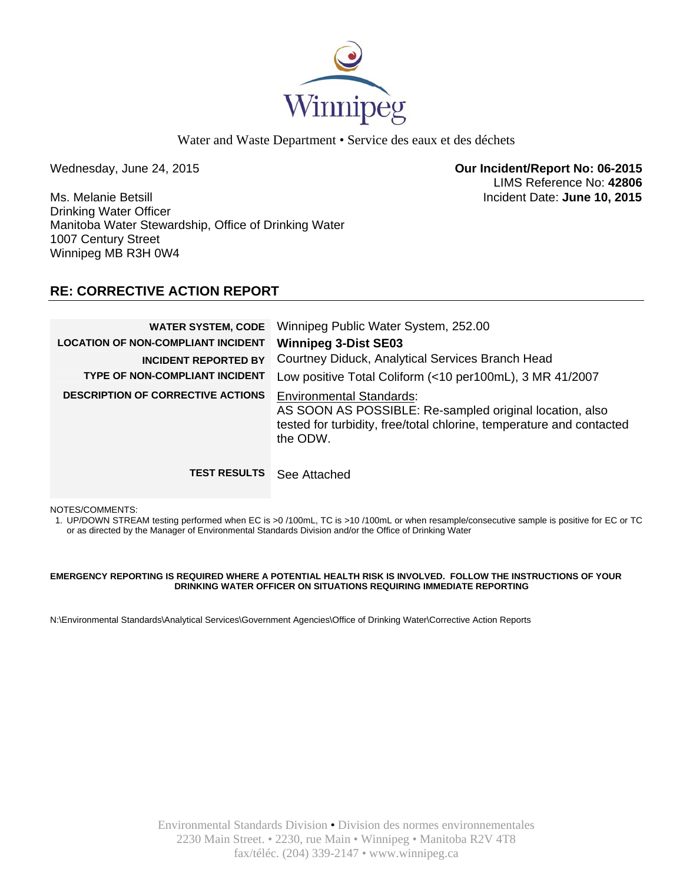Winnipeg

Water and Waste Department • Service des eaux et des déchets

Wednesday, June 24, 2015

**Our Incident/Report No: 06-2015**
LIMS Reference No: **42806**
Incident Date: **June 10, 2015**

Ms. Melanie Betsill
Drinking Water Officer
Manitoba Water Stewardship, Office of Drinking Water
1007 Century Street
Winnipeg MB R3H 0W4

## RE: CORRECTIVE ACTION REPORT

| | |
|---|---|
| **WATER SYSTEM, CODE** | Winnipeg Public Water System, 252.00 |
| **LOCATION OF NON-COMPLIANT INCIDENT** | **Winnipeg 3-Dist SE03** |
| **INCIDENT REPORTED BY** | Courtney Diduck, Analytical Services Branch Head |
| **TYPE OF NON-COMPLIANT INCIDENT** | Low positive Total Coliform (<10 per100mL), 3 MR 41/2007 |
| **DESCRIPTION OF CORRECTIVE ACTIONS** | Environmental Standards:<br>AS SOON AS POSSIBLE: Re-sampled original location, also tested for turbidity, free/total chlorine, temperature and contacted the ODW. |
| **TEST RESULTS** | See Attached |

NOTES/COMMENTS:

1. UP/DOWN STREAM testing performed when EC is >0 /100mL, TC is >10 /100mL or when resample/consecutive sample is positive for EC or TC or as directed by the Manager of Environmental Standards Division and/or the Office of Drinking Water

**EMERGENCY REPORTING IS REQUIRED WHERE A POTENTIAL HEALTH RISK IS INVOLVED. FOLLOW THE INSTRUCTIONS OF YOUR DRINKING WATER OFFICER ON SITUATIONS REQUIRING IMMEDIATE REPORTING**

N:\Environmental Standards\Analytical Services\Government Agencies\Office of Drinking Water\Corrective Action Reports

Environmental Standards Division • Division des normes environnementales
2230 Main Street. • 2230, rue Main • Winnipeg • Manitoba R2V 4T8
fax/téléc. (204) 339-2147 • www.winnipeg.ca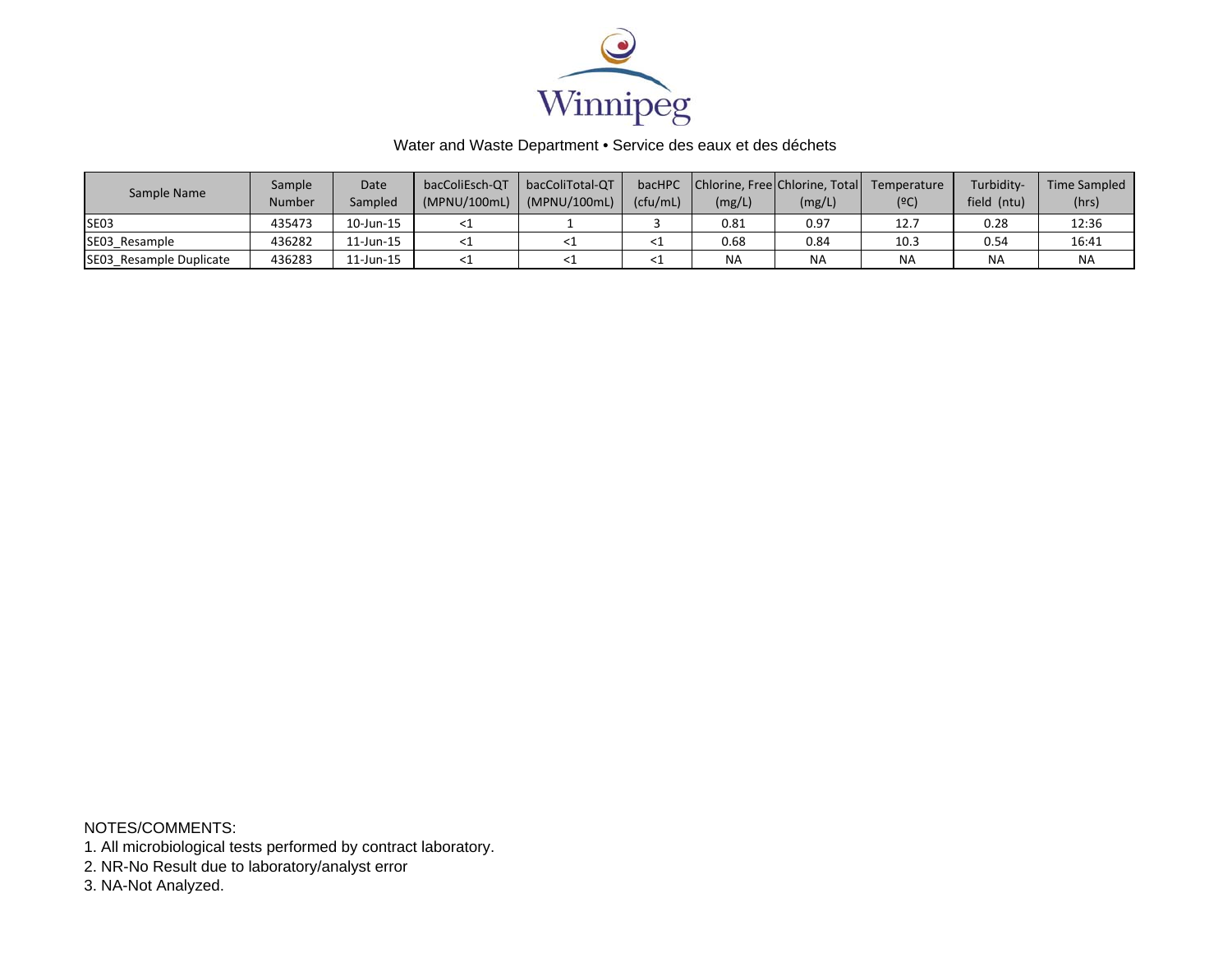Winnipeg

Water and Waste Department • Service des eaux et des déchets

| Sample Name | Sample Number | Date Sampled | bacColiEsch-QT (MPNU/100mL) | bacColiTotal-QT (MPNU/100mL) | bacHPC (cfu/mL) | Chlorine, Free (mg/L) | Chlorine, Total (mg/L) | Temperature (ºC) | Turbidity-field (ntu) | Time Sampled (hrs) |
|---|---|---|---|---|---|---|---|---|---|---|
| SE03 | 435473 | 10-Jun-15 | <1 | 1 | 3 | 0.81 | 0.97 | 12.7 | 0.28 | 12:36 |
| SE03_Resample | 436282 | 11-Jun-15 | <1 | <1 | <1 | 0.68 | 0.84 | 10.3 | 0.54 | 16:41 |
| SE03_Resample Duplicate | 436283 | 11-Jun-15 | <1 | <1 | <1 | NA | NA | NA | NA | NA |

NOTES/COMMENTS:

1. All microbiological tests performed by contract laboratory.
2. NR-No Result due to laboratory/analyst error
3. NA-Not Analyzed.